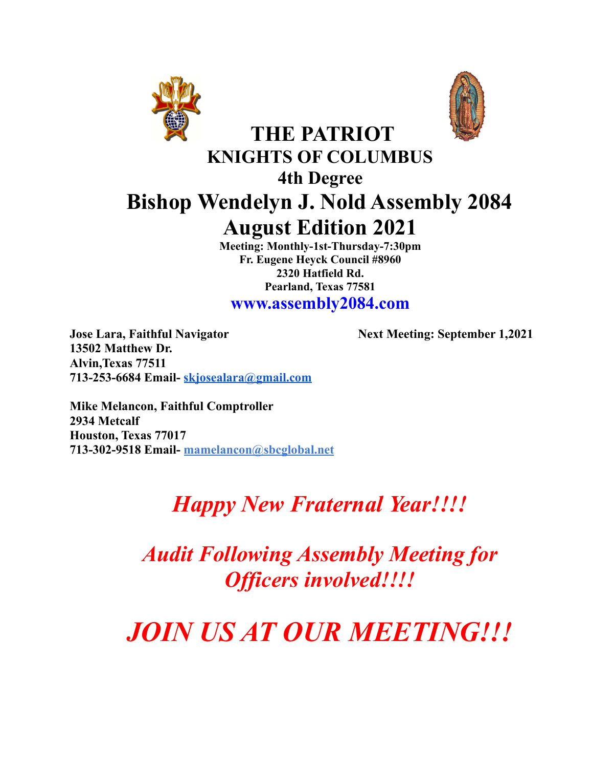# THE PATRIOT

## KNIGHTS OF COLUMBUS

## 4th Degree

# Bishop Wendelyn J. Nold Assembly 2084

# August Edition 2021

**Meeting: Monthly-1st-Thursday-7:30pm**
**Fr. Eugene Heyck Council #8960**
**2320 Hatfield Rd.**
**Pearland, Texas 77581**

**www.assembly2084.com**

**Jose Lara, Faithful Navigator**
**13502 Matthew Dr.**
**Alvin,Texas 77511**
**713-253-6684 Email- skjosealara@gmail.com**

**Next Meeting: September 1,2021**

**Mike Melancon, Faithful Comptroller**
**2934 Metcalf**
**Houston, Texas 77017**
**713-302-9518 Email- mamelancon@sbcglobal.net**

***Happy New Fraternal Year!!!!***

***Audit Following Assembly Meeting for Officers involved!!!!***

***JOIN US AT OUR MEETING!!!***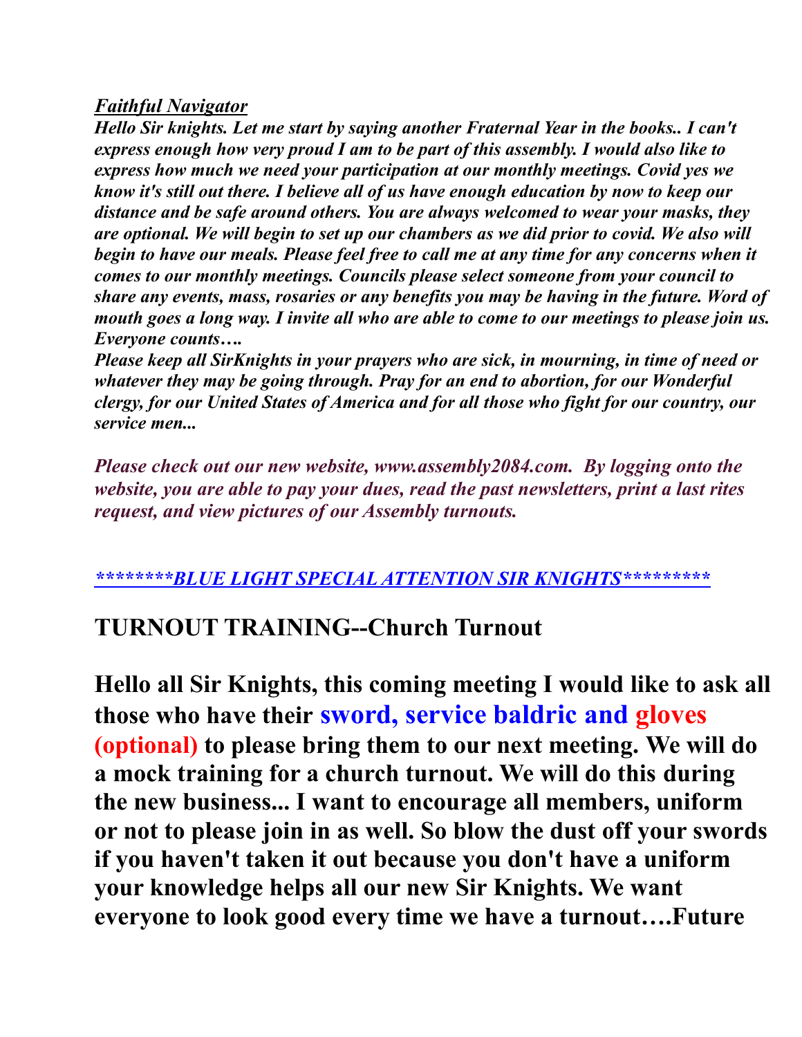***Faithful Navigator***

***Hello Sir knights. Let me start by saying another Fraternal Year in the books.. I can't express enough how very proud I am to be part of this assembly. I would also like to express how much we need your participation at our monthly meetings. Covid yes we know it's still out there. I believe all of us have enough education by now to keep our distance and be safe around others. You are always welcomed to wear your masks, they are optional. We will begin to set up our chambers as we did prior to covid. We also will begin to have our meals. Please feel free to call me at any time for any concerns when it comes to our monthly meetings. Councils please select someone from your council to share any events, mass, rosaries or any benefits you may be having in the future. Word of mouth goes a long way. I invite all who are able to come to our meetings to please join us. Everyone counts….***

***Please keep all SirKnights in your prayers who are sick, in mourning, in time of need or whatever they may be going through. Pray for an end to abortion, for our Wonderful clergy, for our United States of America and for all those who fight for our country, our service men...***

***Please check out our new website, www.assembly2084.com. By logging onto the website, you are able to pay your dues, read the past newsletters, print a last rites request, and view pictures of our Assembly turnouts.***

***\*\*\*\*\*\*\*BLUE LIGHT SPECIAL ATTENTION SIR KNIGHTS\*\*\*\*\*\*\*\*\****

## TURNOUT TRAINING--Church Turnout

**Hello all Sir Knights, this coming meeting I would like to ask all those who have their sword, service baldric and gloves (optional) to please bring them to our next meeting. We will do a mock training for a church turnout. We will do this during the new business... I want to encourage all members, uniform or not to please join in as well. So blow the dust off your swords if you haven't taken it out because you don't have a uniform your knowledge helps all our new Sir Knights. We want everyone to look good every time we have a turnout….Future**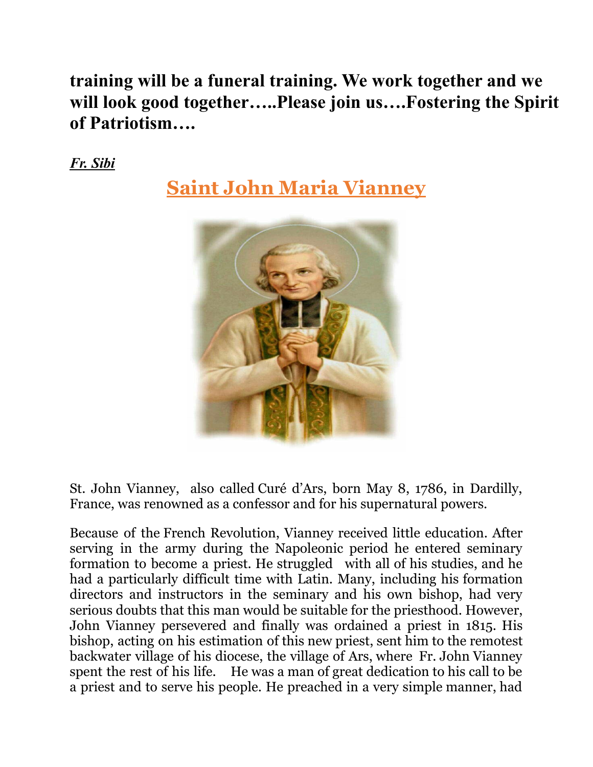**training will be a funeral training. We work together and we will look good together…..Please join us….Fostering the Spirit of Patriotism….**

***Fr. Sibi***

## Saint John Maria Vianney

St. John Vianney, also called Curé d'Ars, born May 8, 1786, in Dardilly, France, was renowned as a confessor and for his supernatural powers.

Because of the French Revolution, Vianney received little education. After serving in the army during the Napoleonic period he entered seminary formation to become a priest. He struggled with all of his studies, and he had a particularly difficult time with Latin. Many, including his formation directors and instructors in the seminary and his own bishop, had very serious doubts that this man would be suitable for the priesthood. However, John Vianney persevered and finally was ordained a priest in 1815. His bishop, acting on his estimation of this new priest, sent him to the remotest backwater village of his diocese, the village of Ars, where Fr. John Vianney spent the rest of his life. He was a man of great dedication to his call to be a priest and to serve his people. He preached in a very simple manner, had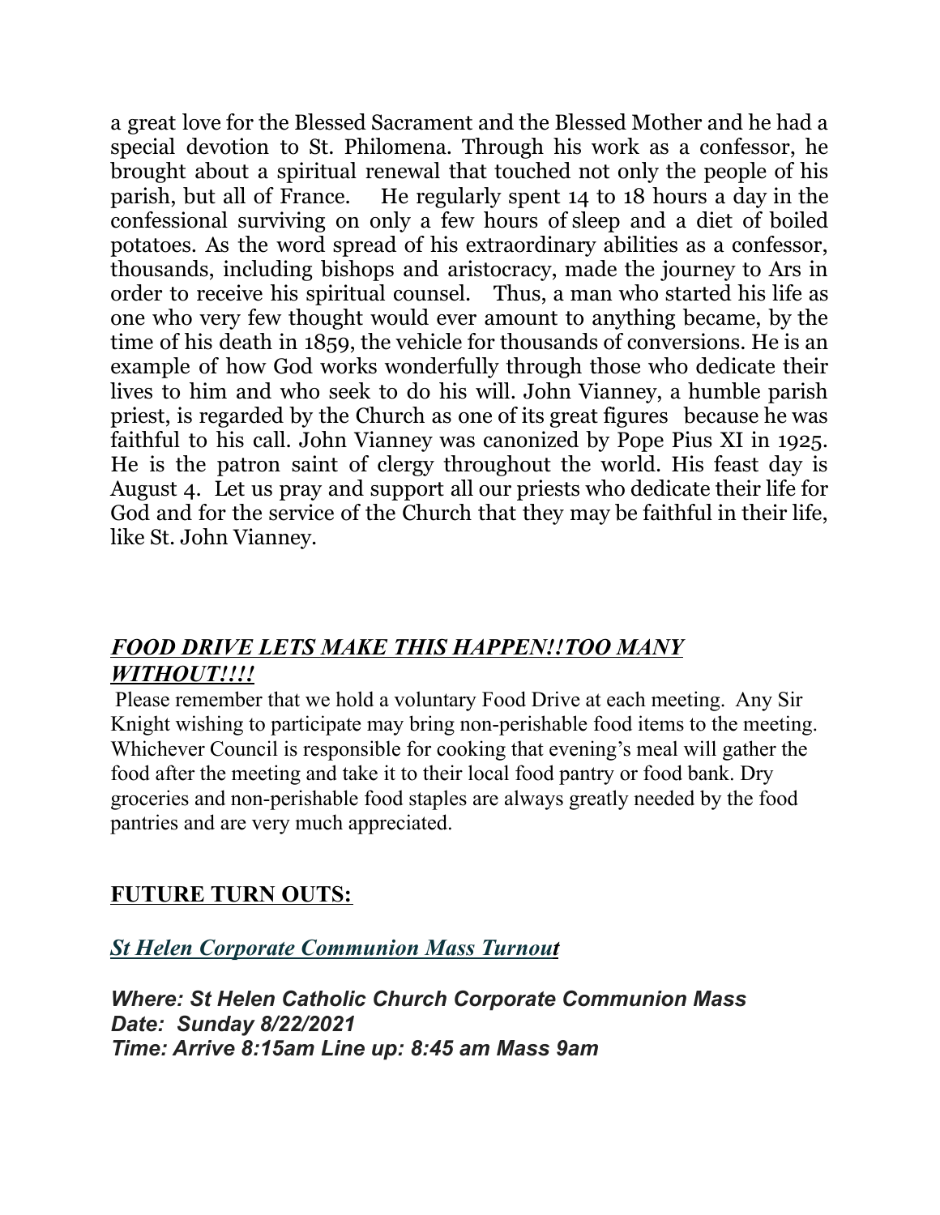a great love for the Blessed Sacrament and the Blessed Mother and he had a special devotion to St. Philomena. Through his work as a confessor, he brought about a spiritual renewal that touched not only the people of his parish, but all of France. He regularly spent 14 to 18 hours a day in the confessional surviving on only a few hours of sleep and a diet of boiled potatoes. As the word spread of his extraordinary abilities as a confessor, thousands, including bishops and aristocracy, made the journey to Ars in order to receive his spiritual counsel. Thus, a man who started his life as one who very few thought would ever amount to anything became, by the time of his death in 1859, the vehicle for thousands of conversions. He is an example of how God works wonderfully through those who dedicate their lives to him and who seek to do his will. John Vianney, a humble parish priest, is regarded by the Church as one of its great figures because he was faithful to his call. John Vianney was canonized by Pope Pius XI in 1925. He is the patron saint of clergy throughout the world. His feast day is August 4. Let us pray and support all our priests who dedicate their life for God and for the service of the Church that they may be faithful in their life, like St. John Vianney.

## ***FOOD DRIVE LETS MAKE THIS HAPPEN!!TOO MANY WITHOUT!!!!***

Please remember that we hold a voluntary Food Drive at each meeting. Any Sir Knight wishing to participate may bring non-perishable food items to the meeting. Whichever Council is responsible for cooking that evening's meal will gather the food after the meeting and take it to their local food pantry or food bank. Dry groceries and non-perishable food staples are always greatly needed by the food pantries and are very much appreciated.

## **FUTURE TURN OUTS:**

### ***St Helen Corporate Communion Mass Turnout***

***Where: St Helen Catholic Church Corporate Communion Mass***
***Date: Sunday 8/22/2021***
***Time: Arrive 8:15am Line up: 8:45 am Mass 9am***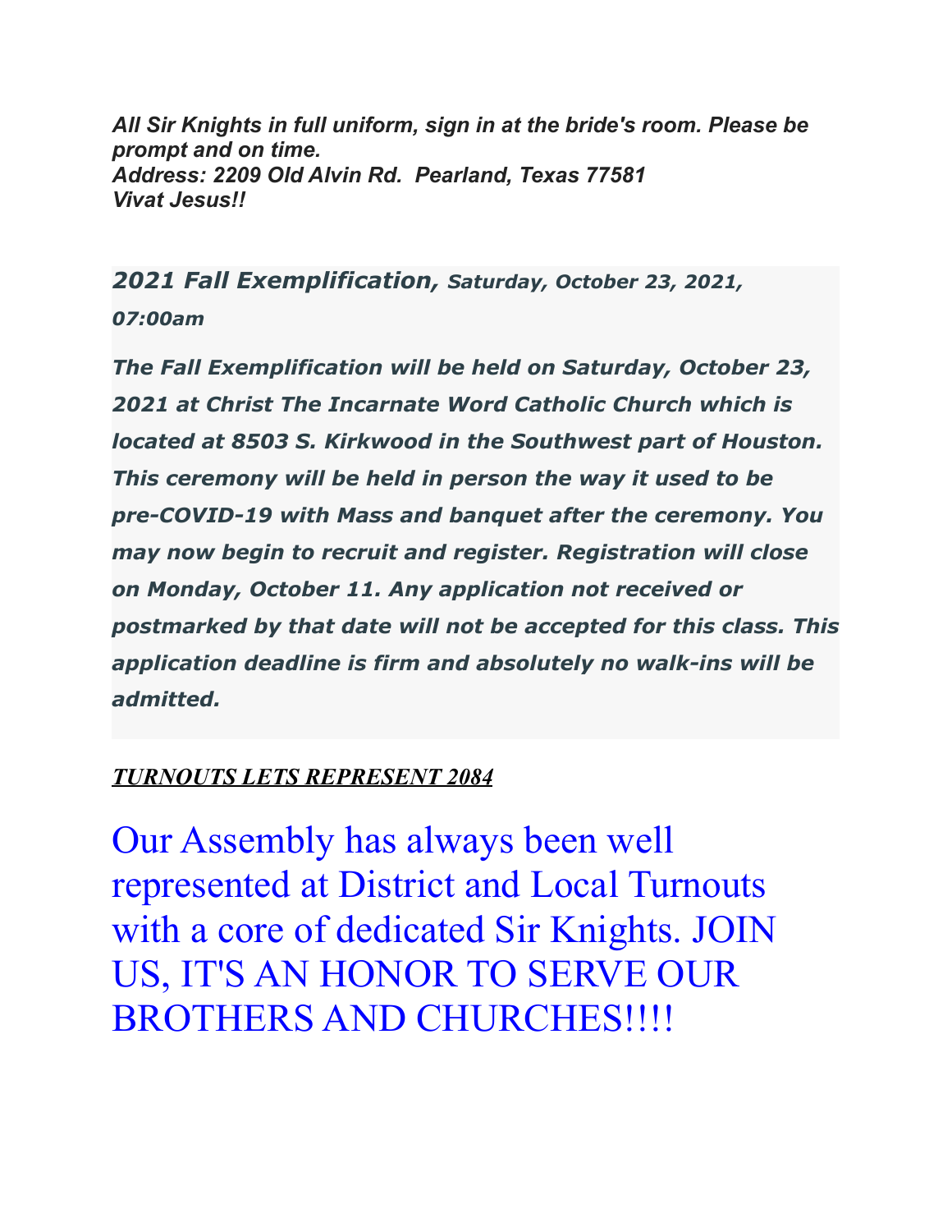***All Sir Knights in full uniform, sign in at the bride's room. Please be prompt and on time.***
***Address: 2209 Old Alvin Rd.  Pearland, Texas 77581***
***Vivat Jesus!!***

***2021 Fall Exemplification, Saturday, October 23, 2021, 07:00am***

***The Fall Exemplification will be held on Saturday, October 23, 2021 at Christ The Incarnate Word Catholic Church which is located at 8503 S. Kirkwood in the Southwest part of Houston. This ceremony will be held in person the way it used to be pre-COVID-19 with Mass and banquet after the ceremony. You may now begin to recruit and register. Registration will close on Monday, October 11. Any application not received or postmarked by that date will not be accepted for this class. This application deadline is firm and absolutely no walk-ins will be admitted.***

***<u>TURNOUTS LETS REPRESENT 2084</u>***

Our Assembly has always been well represented at District and Local Turnouts with a core of dedicated Sir Knights. JOIN US, IT'S AN HONOR TO SERVE OUR BROTHERS AND CHURCHES!!!!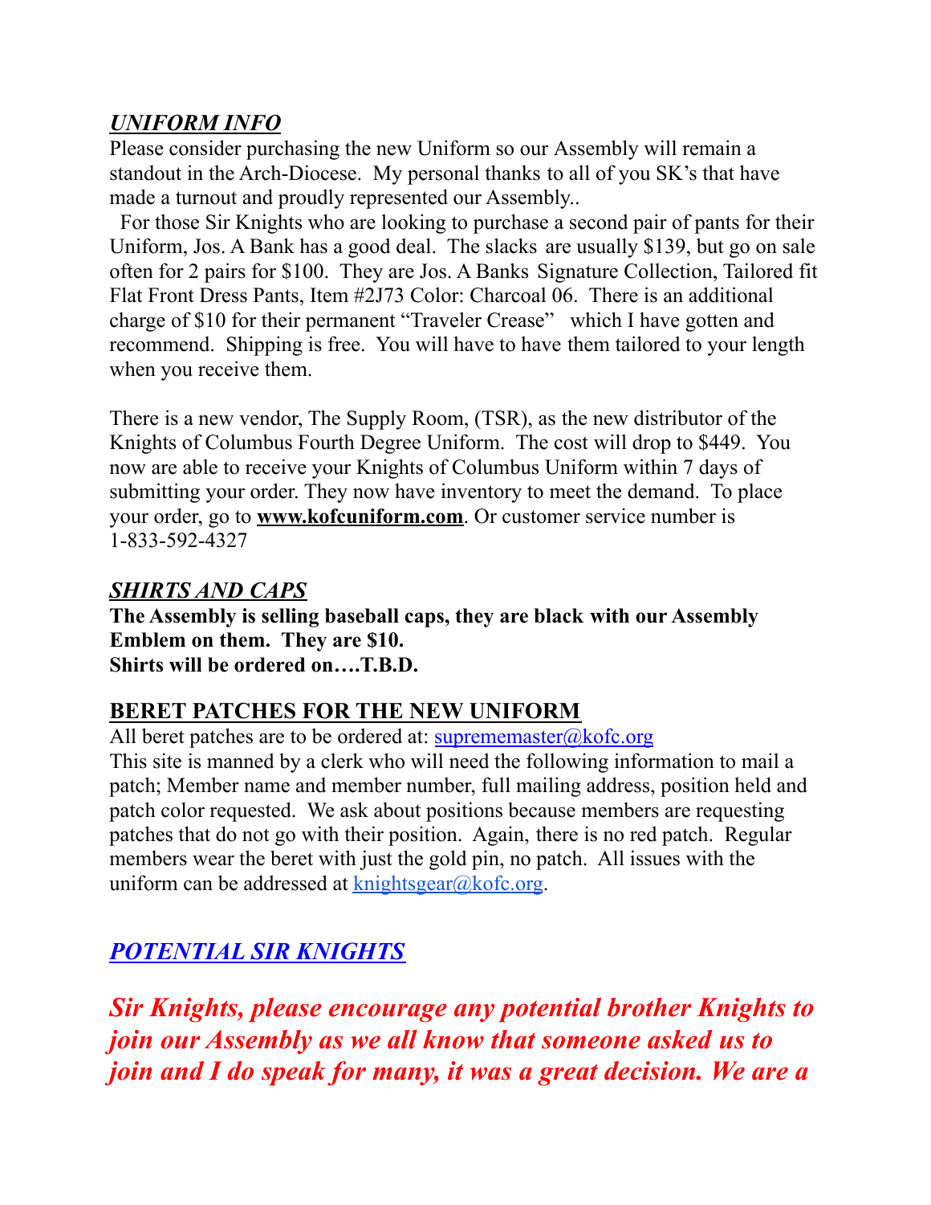## ***UNIFORM INFO***

Please consider purchasing the new Uniform so our Assembly will remain a standout in the Arch-Diocese. My personal thanks to all of you SK's that have made a turnout and proudly represented our Assembly..

For those Sir Knights who are looking to purchase a second pair of pants for their Uniform, Jos. A Bank has a good deal. The slacks are usually $139, but go on sale often for 2 pairs for $100. They are Jos. A Banks Signature Collection, Tailored fit Flat Front Dress Pants, Item #2J73 Color: Charcoal 06. There is an additional charge of $10 for their permanent "Traveler Crease" which I have gotten and recommend. Shipping is free. You will have to have them tailored to your length when you receive them.

There is a new vendor, The Supply Room, (TSR), as the new distributor of the Knights of Columbus Fourth Degree Uniform. The cost will drop to $449. You now are able to receive your Knights of Columbus Uniform within 7 days of submitting your order. They now have inventory to meet the demand. To place your order, go to **www.kofcuniform.com**. Or customer service number is 1-833-592-4327

## ***SHIRTS AND CAPS***

**The Assembly is selling baseball caps, they are black with our Assembly Emblem on them. They are $10.**
**Shirts will be ordered on….T.B.D.**

## **BERET PATCHES FOR THE NEW UNIFORM**

All beret patches are to be ordered at: suprememaster@kofc.org
This site is manned by a clerk who will need the following information to mail a patch; Member name and member number, full mailing address, position held and patch color requested. We ask about positions because members are requesting patches that do not go with their position. Again, there is no red patch. Regular members wear the beret with just the gold pin, no patch. All issues with the uniform can be addressed at knightsgear@kofc.org.

## ***POTENTIAL SIR KNIGHTS***

***Sir Knights, please encourage any potential brother Knights to join our Assembly as we all know that someone asked us to join and I do speak for many, it was a great decision. We are a***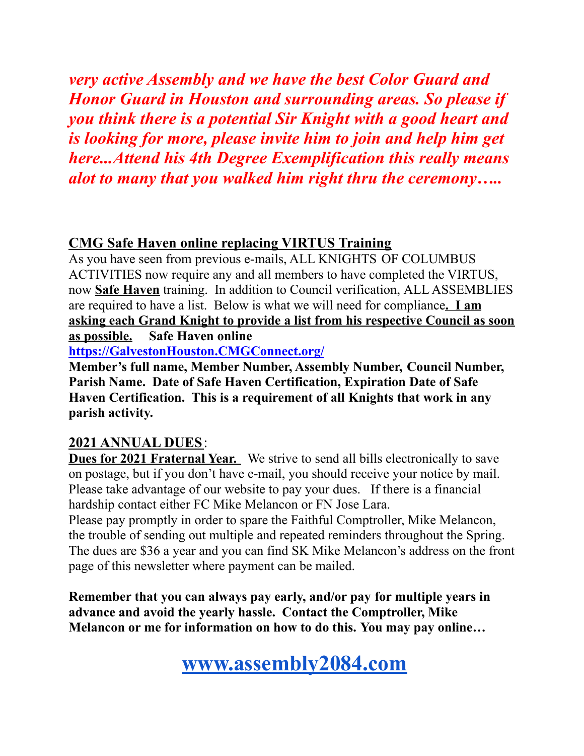***very active Assembly and we have the best Color Guard and Honor Guard in Houston and surrounding areas. So please if you think there is a potential Sir Knight with a good heart and is looking for more, please invite him to join and help him get here...Attend his 4th Degree Exemplification this really means alot to many that you walked him right thru the ceremony…..***

**CMG Safe Haven online replacing VIRTUS Training**

As you have seen from previous e-mails, ALL KNIGHTS OF COLUMBUS ACTIVITIES now require any and all members to have completed the VIRTUS, now **Safe Haven** training. In addition to Council verification, ALL ASSEMBLIES are required to have a list. Below is what we will need for compliance**. I am asking each Grand Knight to provide a list from his respective Council as soon as possible.** **Safe Haven online**
**https://GalvestonHouston.CMGConnect.org/**
**Member's full name, Member Number, Assembly Number, Council Number, Parish Name. Date of Safe Haven Certification, Expiration Date of Safe Haven Certification. This is a requirement of all Knights that work in any parish activity.**

**2021 ANNUAL DUES**:

**Dues for 2021 Fraternal Year.** We strive to send all bills electronically to save on postage, but if you don't have e-mail, you should receive your notice by mail. Please take advantage of our website to pay your dues. If there is a financial hardship contact either FC Mike Melancon or FN Jose Lara.
Please pay promptly in order to spare the Faithful Comptroller, Mike Melancon, the trouble of sending out multiple and repeated reminders throughout the Spring. The dues are $36 a year and you can find SK Mike Melancon's address on the front page of this newsletter where payment can be mailed.

**Remember that you can always pay early, and/or pay for multiple years in advance and avoid the yearly hassle. Contact the Comptroller, Mike Melancon or me for information on how to do this. You may pay online…**

**www.assembly2084.com**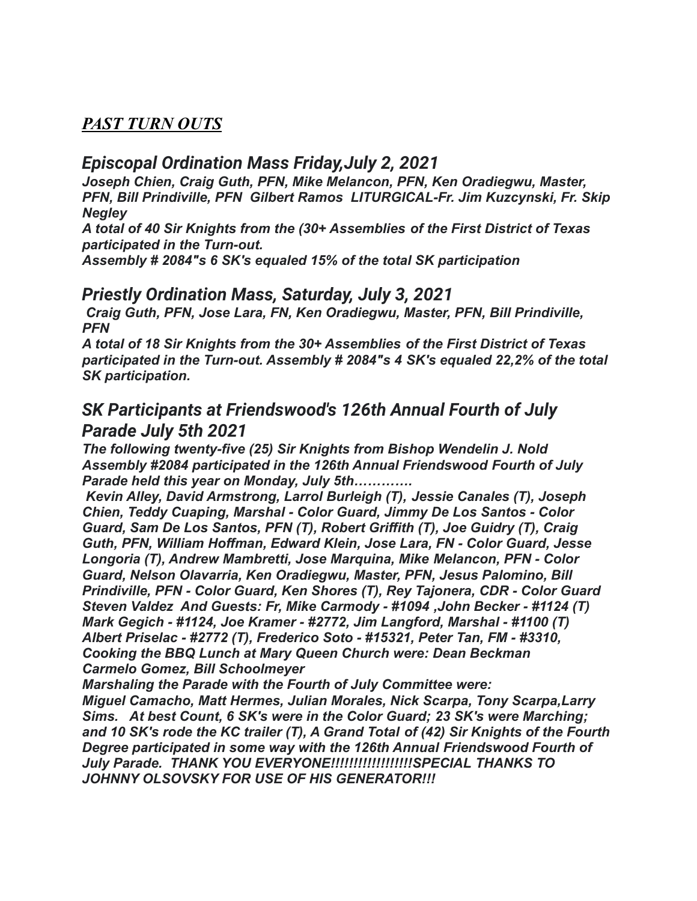## ***PAST TURN OUTS***

### *Episcopal Ordination Mass Friday,July 2, 2021*

***Joseph Chien, Craig Guth, PFN, Mike Melancon, PFN, Ken Oradiegwu, Master, PFN, Bill Prindiville, PFN  Gilbert Ramos  LITURGICAL-Fr. Jim Kuzcynski, Fr. Skip Negley***

***A total of 40 Sir Knights from the (30+ Assemblies of the First District of Texas participated in the Turn-out.***

***Assembly # 2084"s 6 SK's equaled 15% of the total SK participation***

### *Priestly Ordination Mass, Saturday, July 3, 2021*

***Craig Guth, PFN, Jose Lara, FN, Ken Oradiegwu, Master, PFN, Bill Prindiville, PFN***

***A total of 18 Sir Knights from the 30+ Assemblies of the First District of Texas participated in the Turn-out. Assembly # 2084"s 4 SK's equaled 22,2% of the total SK participation.***

### *SK Participants at Friendswood's 126th Annual Fourth of July Parade July 5th 2021*

***The following twenty-five (25) Sir Knights from Bishop Wendelin J. Nold Assembly #2084 participated in the 126th Annual Friendswood Fourth of July Parade held this year on Monday, July 5th…………***

***Kevin Alley, David Armstrong, Larrol Burleigh (T), Jessie Canales (T), Joseph Chien, Teddy Cuaping, Marshal - Color Guard, Jimmy De Los Santos - Color Guard, Sam De Los Santos, PFN (T), Robert Griffith (T), Joe Guidry (T), Craig Guth, PFN, William Hoffman, Edward Klein, Jose Lara, FN - Color Guard, Jesse Longoria (T), Andrew Mambretti, Jose Marquina, Mike Melancon, PFN - Color Guard, Nelson Olavarria, Ken Oradiegwu, Master, PFN, Jesus Palomino, Bill Prindiville, PFN - Color Guard, Ken Shores (T), Rey Tajonera, CDR - Color Guard Steven Valdez  And Guests: Fr, Mike Carmody - #1094 ,John Becker - #1124 (T) Mark Gegich - #1124, Joe Kramer - #2772, Jim Langford, Marshal - #1100 (T) Albert Priselac - #2772 (T), Frederico Soto - #15321, Peter Tan, FM - #3310, Cooking the BBQ Lunch at Mary Queen Church were: Dean Beckman Carmelo Gomez, Bill Schoolmeyer***

***Marshaling the Parade with the Fourth of July Committee were: Miguel Camacho, Matt Hermes, Julian Morales, Nick Scarpa, Tony Scarpa,Larry Sims.   At best Count, 6 SK's were in the Color Guard; 23 SK's were Marching; and 10 SK's rode the KC trailer (T), A Grand Total of (42) Sir Knights of the Fourth Degree participated in some way with the 126th Annual Friendswood Fourth of July Parade.  THANK YOU EVERYONE!!!!!!!!!!!!!!!!!SPECIAL THANKS TO JOHNNY OLSOVSKY FOR USE OF HIS GENERATOR!!!***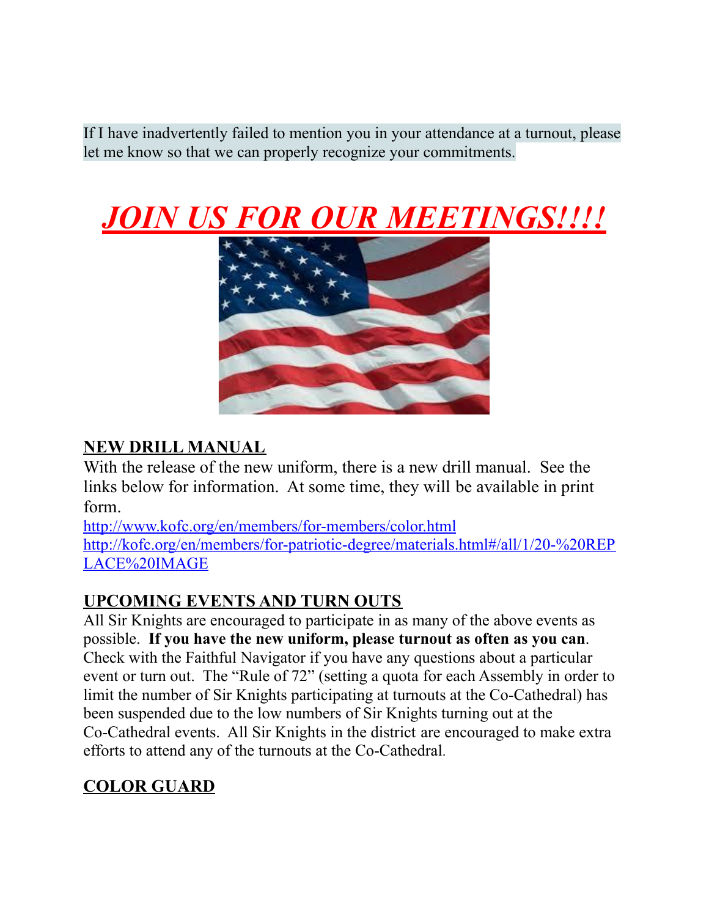If I have inadvertently failed to mention you in your attendance at a turnout, please let me know so that we can properly recognize your commitments.

# ***JOIN US FOR OUR MEETINGS!!!!***

## NEW DRILL MANUAL

With the release of the new uniform, there is a new drill manual. See the links below for information. At some time, they will be available in print form.

http://www.kofc.org/en/members/for-members/color.html

http://kofc.org/en/members/for-patriotic-degree/materials.html#/all/1/20-%20REPLACE%20IMAGE

## UPCOMING EVENTS AND TURN OUTS

All Sir Knights are encouraged to participate in as many of the above events as possible. **If you have the new uniform, please turnout as often as you can**. Check with the Faithful Navigator if you have any questions about a particular event or turn out. The "Rule of 72" (setting a quota for each Assembly in order to limit the number of Sir Knights participating at turnouts at the Co-Cathedral) has been suspended due to the low numbers of Sir Knights turning out at the Co-Cathedral events. All Sir Knights in the district are encouraged to make extra efforts to attend any of the turnouts at the Co-Cathedral.

## COLOR GUARD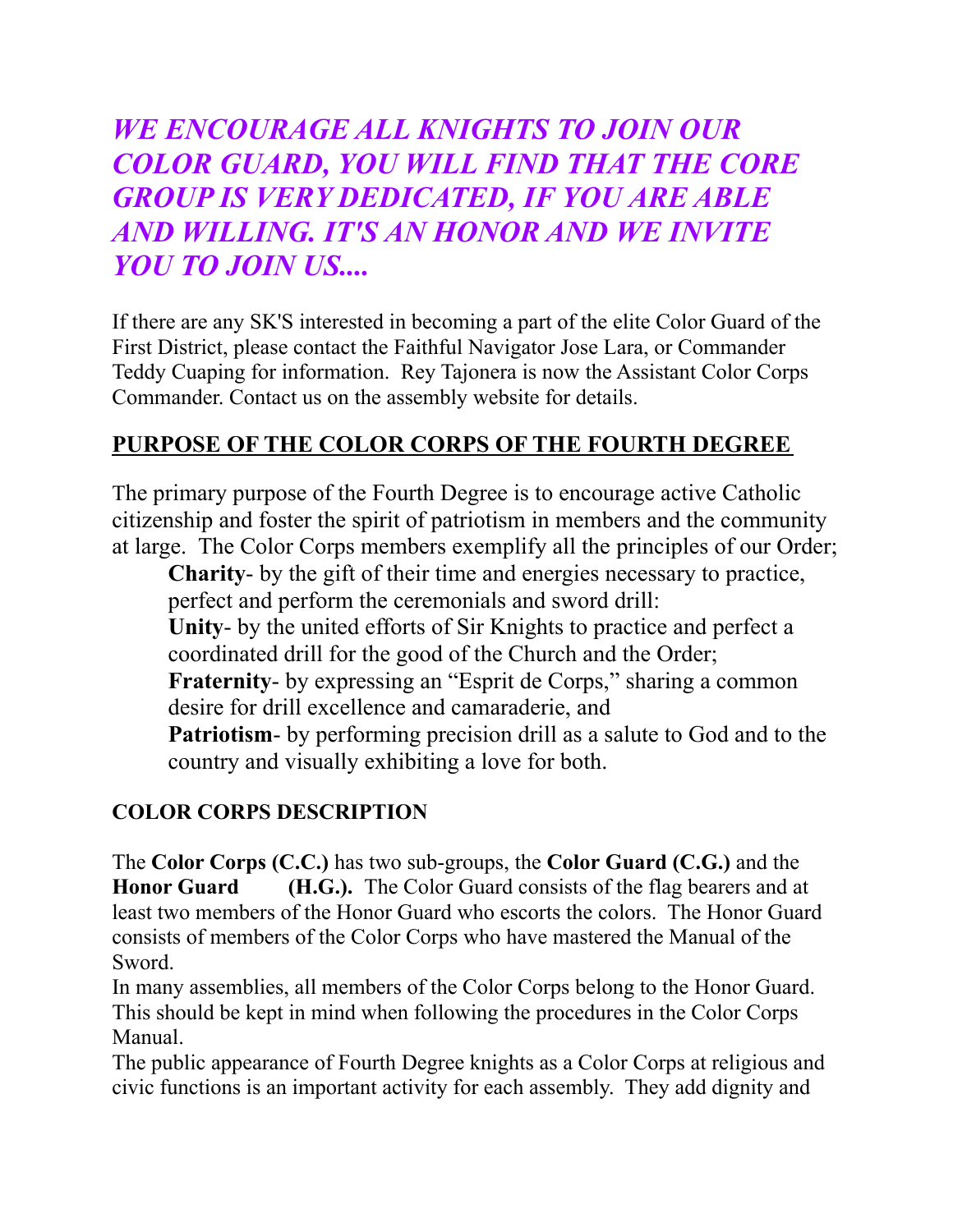***WE ENCOURAGE ALL KNIGHTS TO JOIN OUR COLOR GUARD, YOU WILL FIND THAT THE CORE GROUP IS VERY DEDICATED, IF YOU ARE ABLE AND WILLING. IT'S AN HONOR AND WE INVITE YOU TO JOIN US....***

If there are any SK'S interested in becoming a part of the elite Color Guard of the First District, please contact the Faithful Navigator Jose Lara, or Commander Teddy Cuaping for information. Rey Tajonera is now the Assistant Color Corps Commander. Contact us on the assembly website for details.

## PURPOSE OF THE COLOR CORPS OF THE FOURTH DEGREE

The primary purpose of the Fourth Degree is to encourage active Catholic citizenship and foster the spirit of patriotism in members and the community at large. The Color Corps members exemplify all the principles of our Order;

> **Charity**- by the gift of their time and energies necessary to practice, perfect and perform the ceremonials and sword drill:
> **Unity**- by the united efforts of Sir Knights to practice and perfect a coordinated drill for the good of the Church and the Order;
> **Fraternity**- by expressing an "Esprit de Corps," sharing a common desire for drill excellence and camaraderie, and
> **Patriotism**- by performing precision drill as a salute to God and to the country and visually exhibiting a love for both.

### COLOR CORPS DESCRIPTION

The **Color Corps (C.C.)** has two sub-groups, the **Color Guard (C.G.)** and the **Honor Guard (H.G.).** The Color Guard consists of the flag bearers and at least two members of the Honor Guard who escorts the colors. The Honor Guard consists of members of the Color Corps who have mastered the Manual of the Sword.

In many assemblies, all members of the Color Corps belong to the Honor Guard. This should be kept in mind when following the procedures in the Color Corps Manual.

The public appearance of Fourth Degree knights as a Color Corps at religious and civic functions is an important activity for each assembly. They add dignity and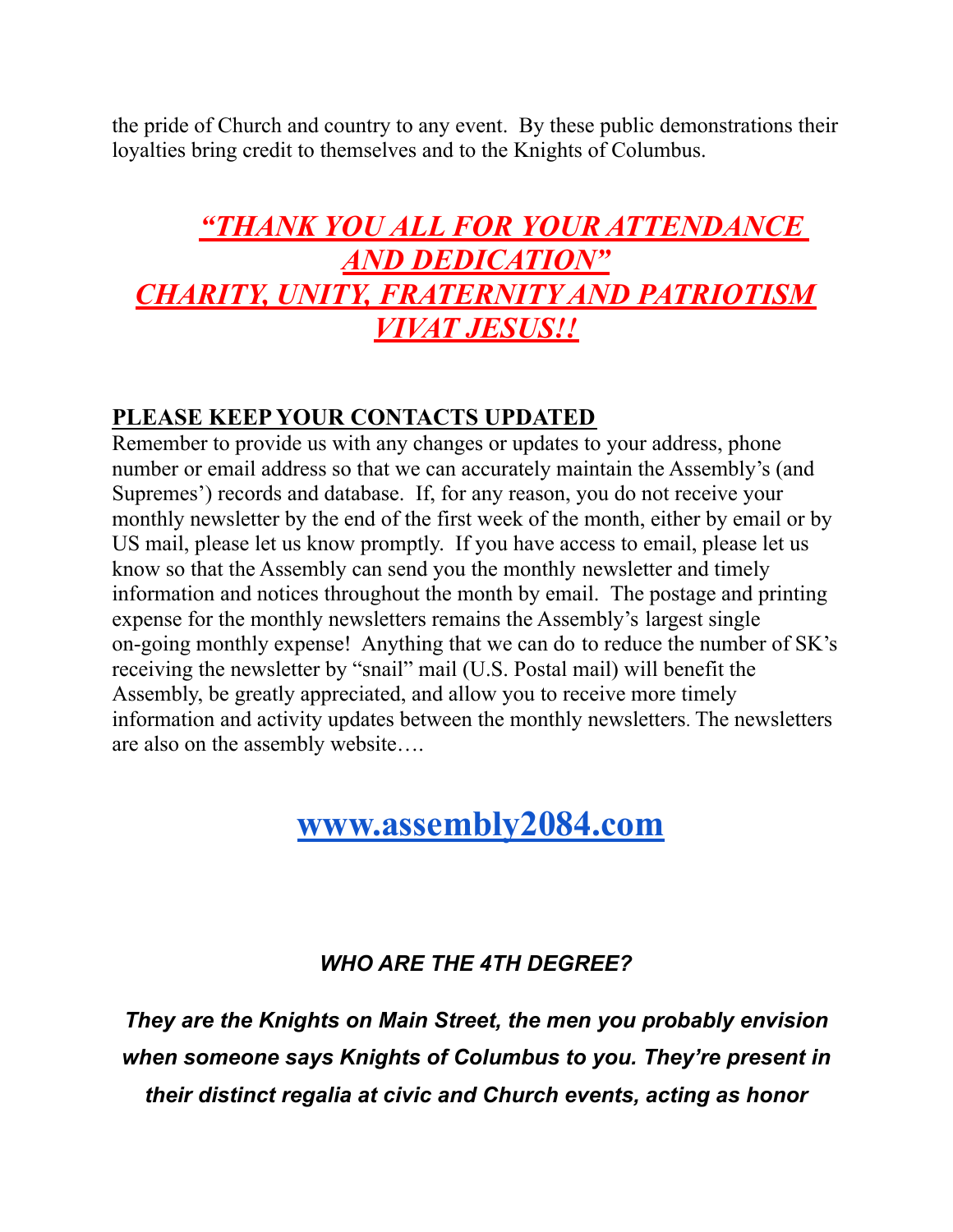the pride of Church and country to any event. By these public demonstrations their loyalties bring credit to themselves and to the Knights of Columbus.

## *"THANK YOU ALL FOR YOUR ATTENDANCE AND DEDICATION"*
## *CHARITY, UNITY, FRATERNITY AND PATRIOTISM*
## *VIVAT JESUS!!*

**PLEASE KEEP YOUR CONTACTS UPDATED**

Remember to provide us with any changes or updates to your address, phone number or email address so that we can accurately maintain the Assembly's (and Supremes') records and database. If, for any reason, you do not receive your monthly newsletter by the end of the first week of the month, either by email or by US mail, please let us know promptly. If you have access to email, please let us know so that the Assembly can send you the monthly newsletter and timely information and notices throughout the month by email. The postage and printing expense for the monthly newsletters remains the Assembly's largest single on-going monthly expense! Anything that we can do to reduce the number of SK's receiving the newsletter by "snail" mail (U.S. Postal mail) will benefit the Assembly, be greatly appreciated, and allow you to receive more timely information and activity updates between the monthly newsletters. The newsletters are also on the assembly website….

## www.assembly2084.com

***WHO ARE THE 4TH DEGREE?***

***They are the Knights on Main Street, the men you probably envision when someone says Knights of Columbus to you. They're present in their distinct regalia at civic and Church events, acting as honor***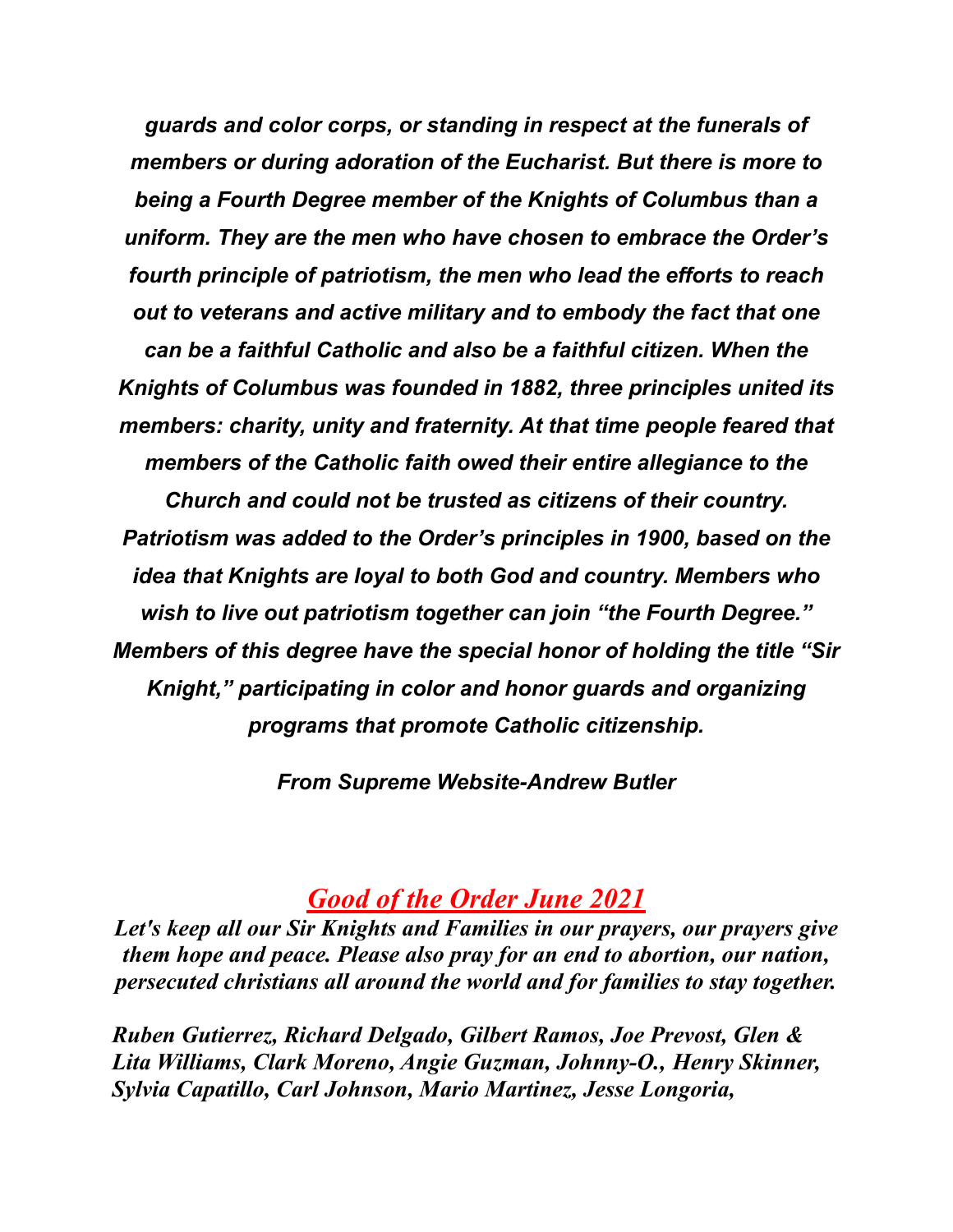*guards and color corps, or standing in respect at the funerals of members or during adoration of the Eucharist. But there is more to being a Fourth Degree member of the Knights of Columbus than a uniform. They are the men who have chosen to embrace the Order's fourth principle of patriotism, the men who lead the efforts to reach out to veterans and active military and to embody the fact that one can be a faithful Catholic and also be a faithful citizen. When the Knights of Columbus was founded in 1882, three principles united its members: charity, unity and fraternity. At that time people feared that members of the Catholic faith owed their entire allegiance to the Church and could not be trusted as citizens of their country. Patriotism was added to the Order's principles in 1900, based on the idea that Knights are loyal to both God and country. Members who wish to live out patriotism together can join "the Fourth Degree." Members of this degree have the special honor of holding the title "Sir Knight," participating in color and honor guards and organizing programs that promote Catholic citizenship.*

*From Supreme Website-Andrew Butler*

## *Good of the Order June 2021*

*Let's keep all our Sir Knights and Families in our prayers, our prayers give them hope and peace. Please also pray for an end to abortion, our nation, persecuted christians all around the world and for families to stay together.*

*Ruben Gutierrez, Richard Delgado, Gilbert Ramos, Joe Prevost, Glen & Lita Williams, Clark Moreno, Angie Guzman, Johnny-O., Henry Skinner, Sylvia Capatillo, Carl Johnson, Mario Martinez, Jesse Longoria,*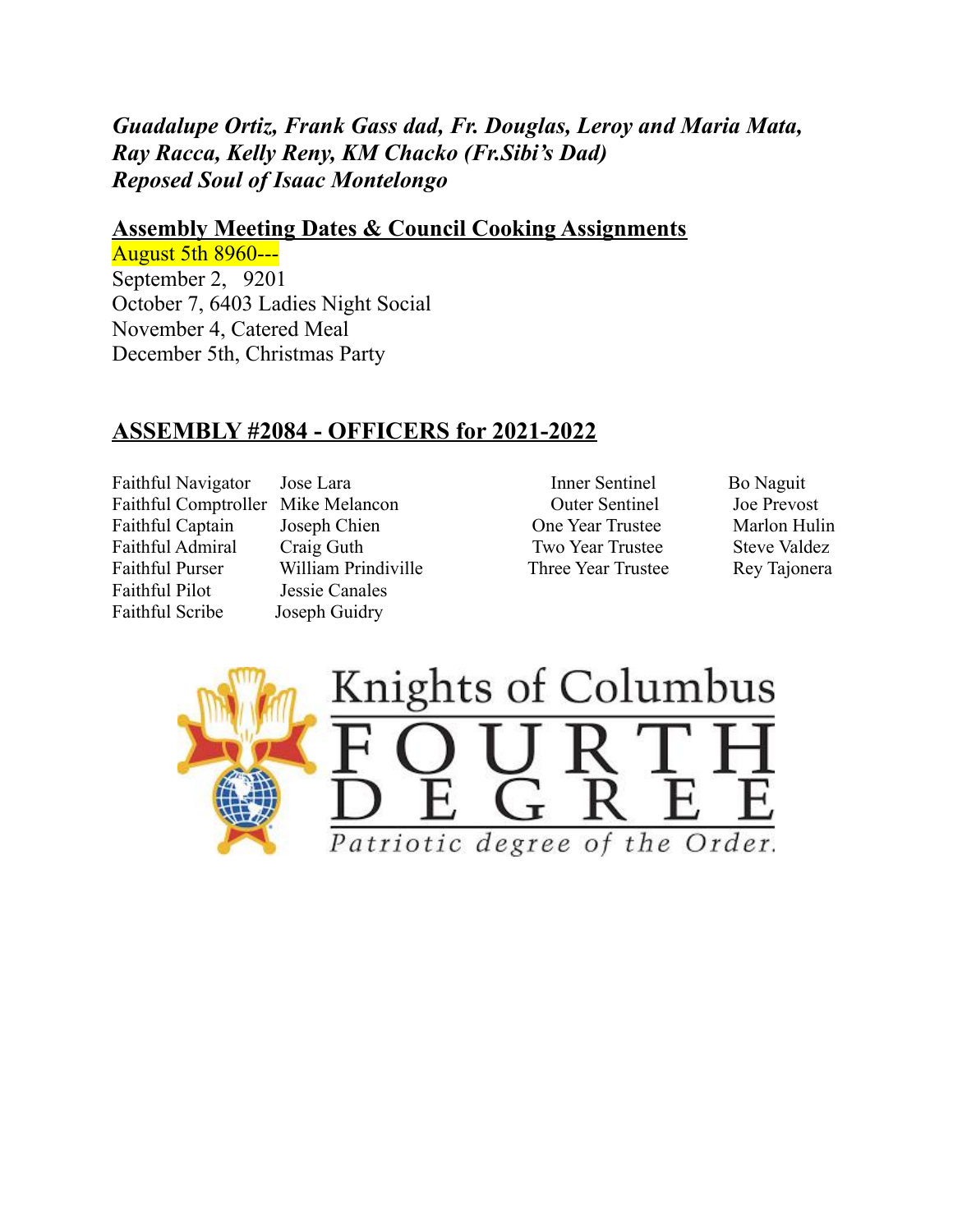***Guadalupe Ortiz, Frank Gass dad, Fr. Douglas, Leroy and Maria Mata, Ray Racca, Kelly Reny, KM Chacko (Fr.Sibi's Dad)***
***Reposed Soul of Isaac Montelongo***

## Assembly Meeting Dates & Council Cooking Assignments

August 5th 8960---
September 2, 9201
October 7, 6403 Ladies Night Social
November 4, Catered Meal
December 5th, Christmas Party

## ASSEMBLY #2084 - OFFICERS for 2021-2022

| | | | |
|---|---|---|---|
| Faithful Navigator | Jose Lara | Inner Sentinel | Bo Naguit |
| Faithful Comptroller | Mike Melancon | Outer Sentinel | Joe Prevost |
| Faithful Captain | Joseph Chien | One Year Trustee | Marlon Hulin |
| Faithful Admiral | Craig Guth | Two Year Trustee | Steve Valdez |
| Faithful Purser | William Prindiville | Three Year Trustee | Rey Tajonera |
| Faithful Pilot | Jessie Canales | | |
| Faithful Scribe | Joseph Guidry | | |

Knights of Columbus
FOURTH DEGREE
*Patriotic degree of the Order.*